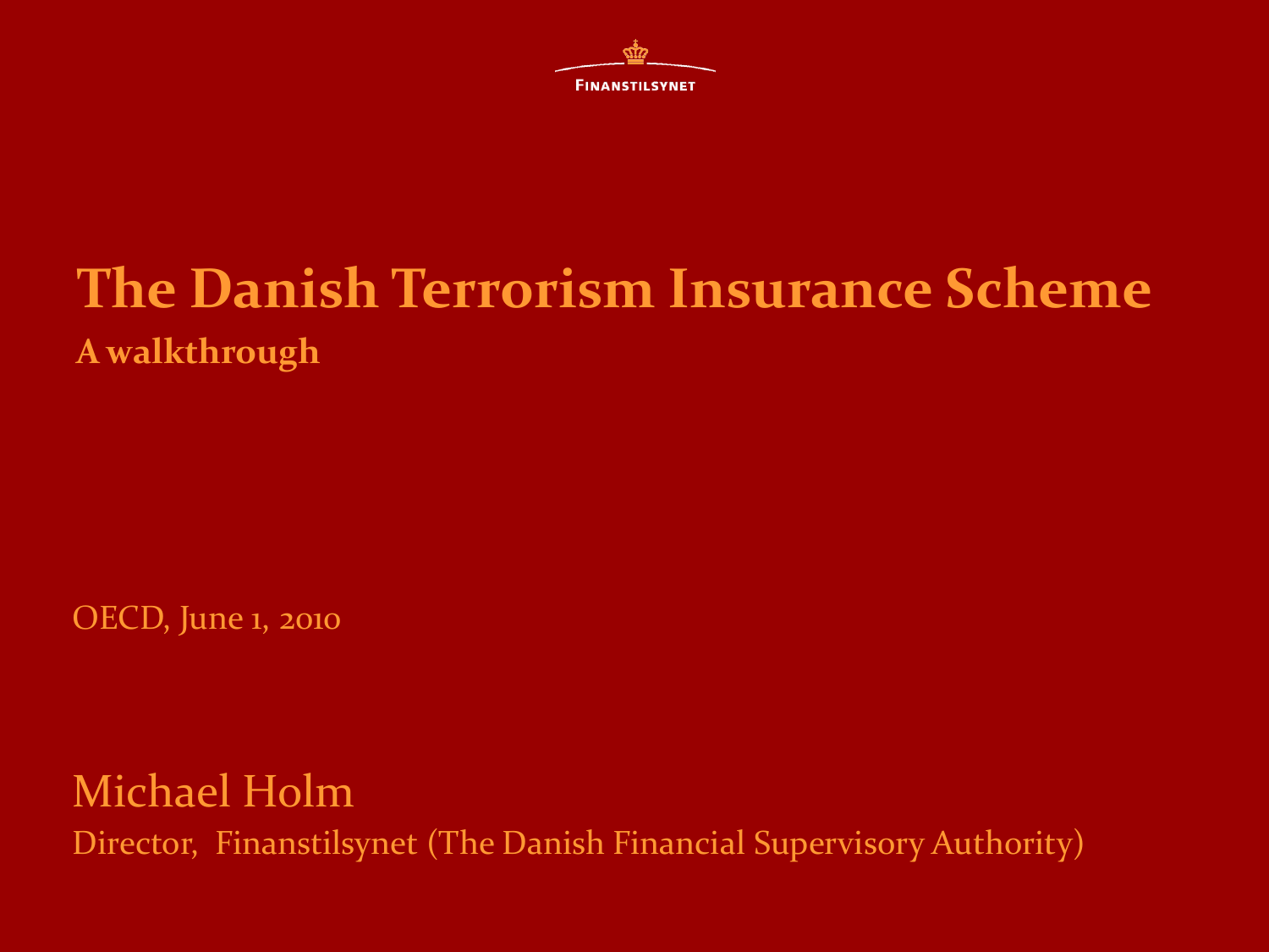Finanstilsynet

# The Danish Terrorism Insurance Scheme

## A walkthrough

OECD, June 1, 2010

Michael Holm

Director, Finanstilsynet (The Danish Financial Supervisory Authority)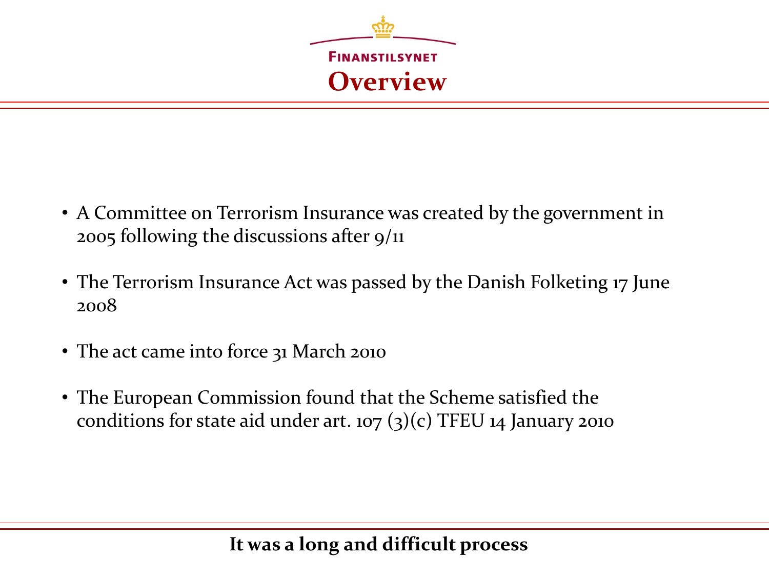# Overview

- A Committee on Terrorism Insurance was created by the government in 2005 following the discussions after 9/11
- The Terrorism Insurance Act was passed by the Danish Folketing 17 June 2008
- The act came into force 31 March 2010
- The European Commission found that the Scheme satisfied the conditions for state aid under art. 107 (3)(c) TFEU 14 January 2010

**It was a long and difficult process**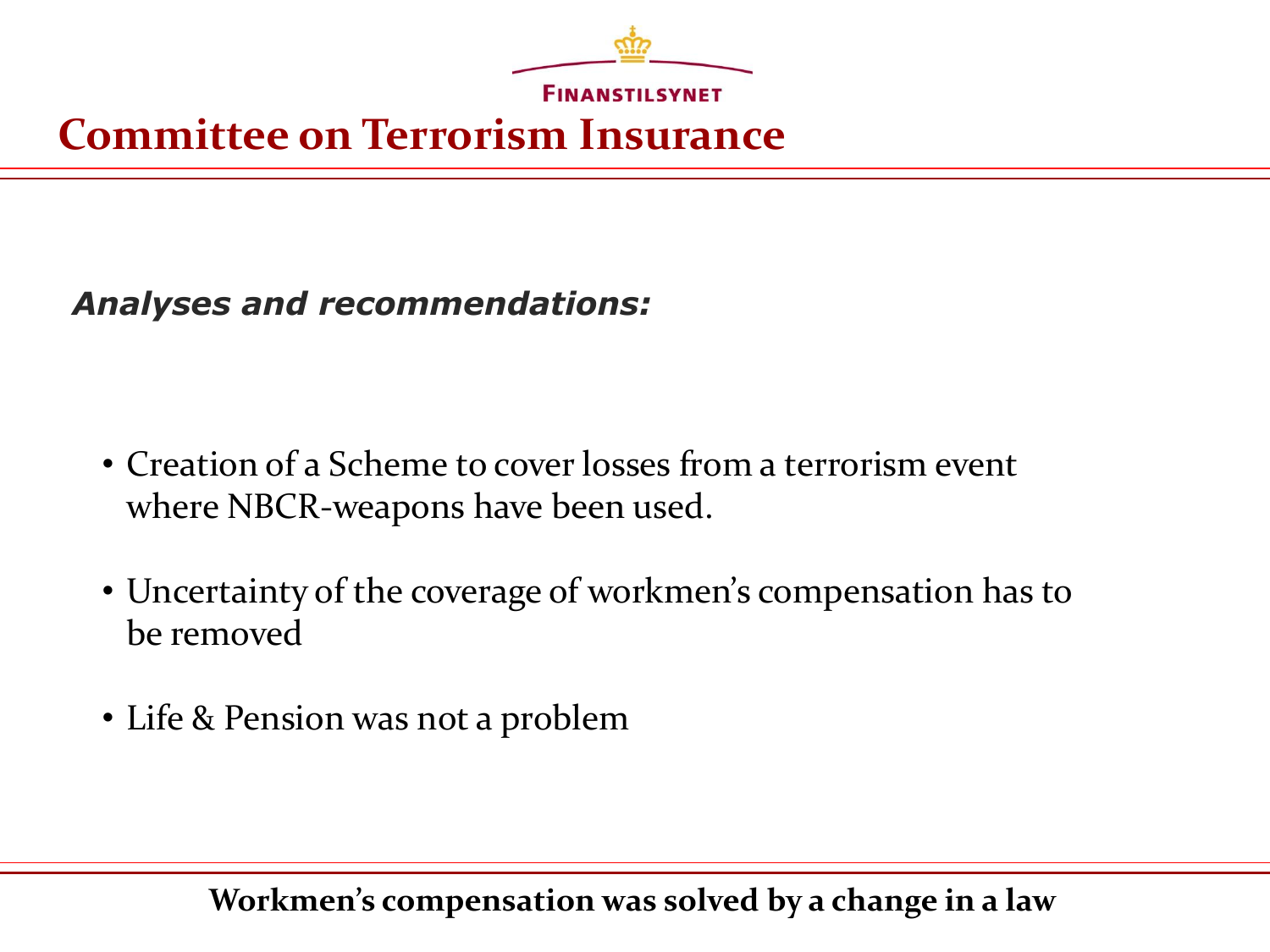# Committee on Terrorism Insurance

***Analyses and recommendations:***

- Creation of a Scheme to cover losses from a terrorism event where NBCR-weapons have been used.
- Uncertainty of the coverage of workmen's compensation has to be removed
- Life & Pension was not a problem

**Workmen's compensation was solved by a change in a law**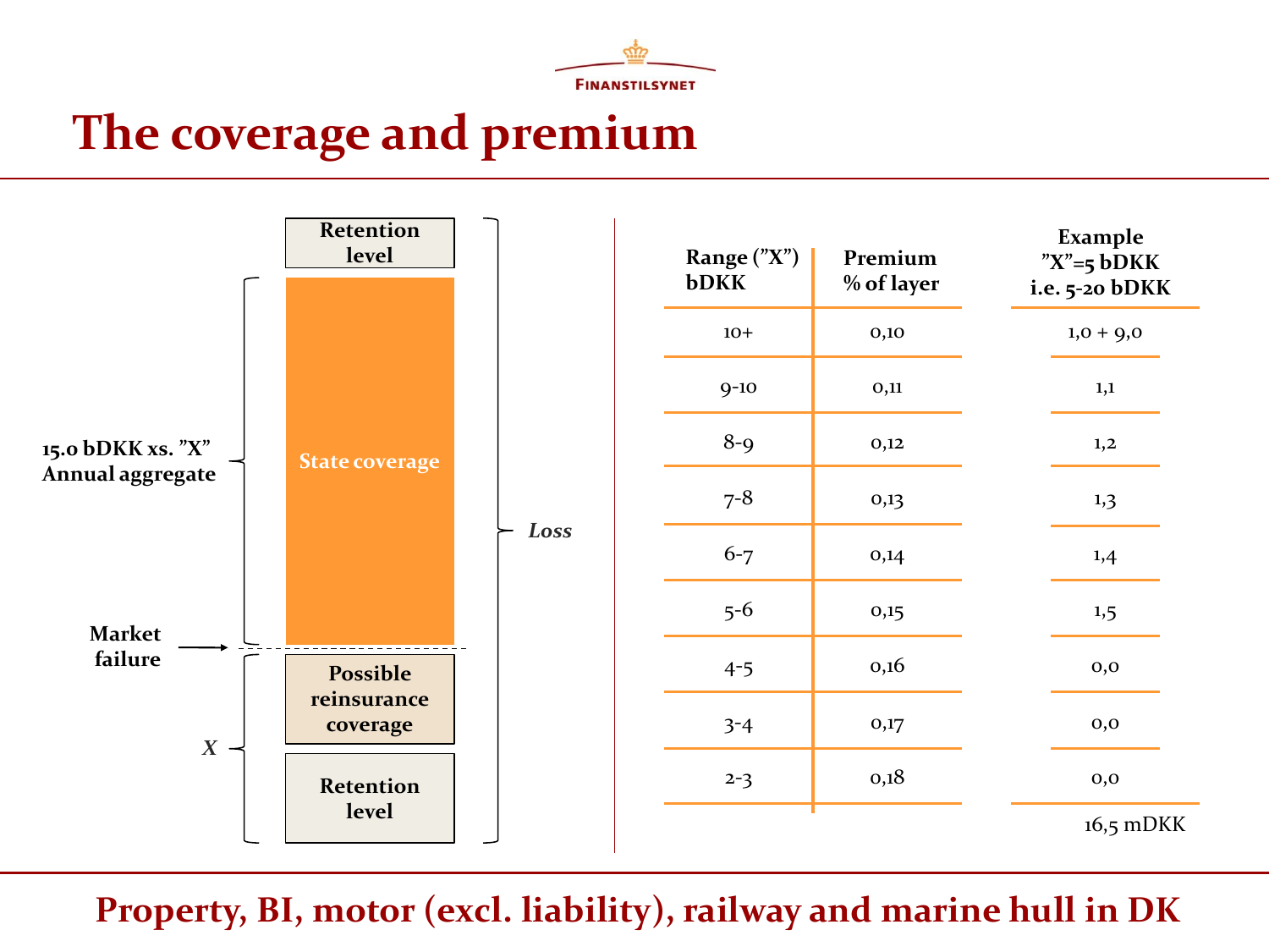# The coverage and premium

Retention level

State coverage

15.0 bDKK xs. "X"
Annual aggregate

*Loss*

Market failure

Possible reinsurance coverage

*X*

Retention level

| Range ("X") bDKK | Premium % of layer | Example "X"=5 bDKK i.e. 5-20 bDKK |
|---|---|---|
| 10+ | 0,10 | 1,0 + 9,0 |
| 9-10 | 0,11 | 1,1 |
| 8-9 | 0,12 | 1,2 |
| 7-8 | 0,13 | 1,3 |
| 6-7 | 0,14 | 1,4 |
| 5-6 | 0,15 | 1,5 |
| 4-5 | 0,16 | 0,0 |
| 3-4 | 0,17 | 0,0 |
| 2-3 | 0,18 | 0,0 |
| | | 16,5 mDKK |

**Property, BI, motor (excl. liability), railway and marine hull in DK**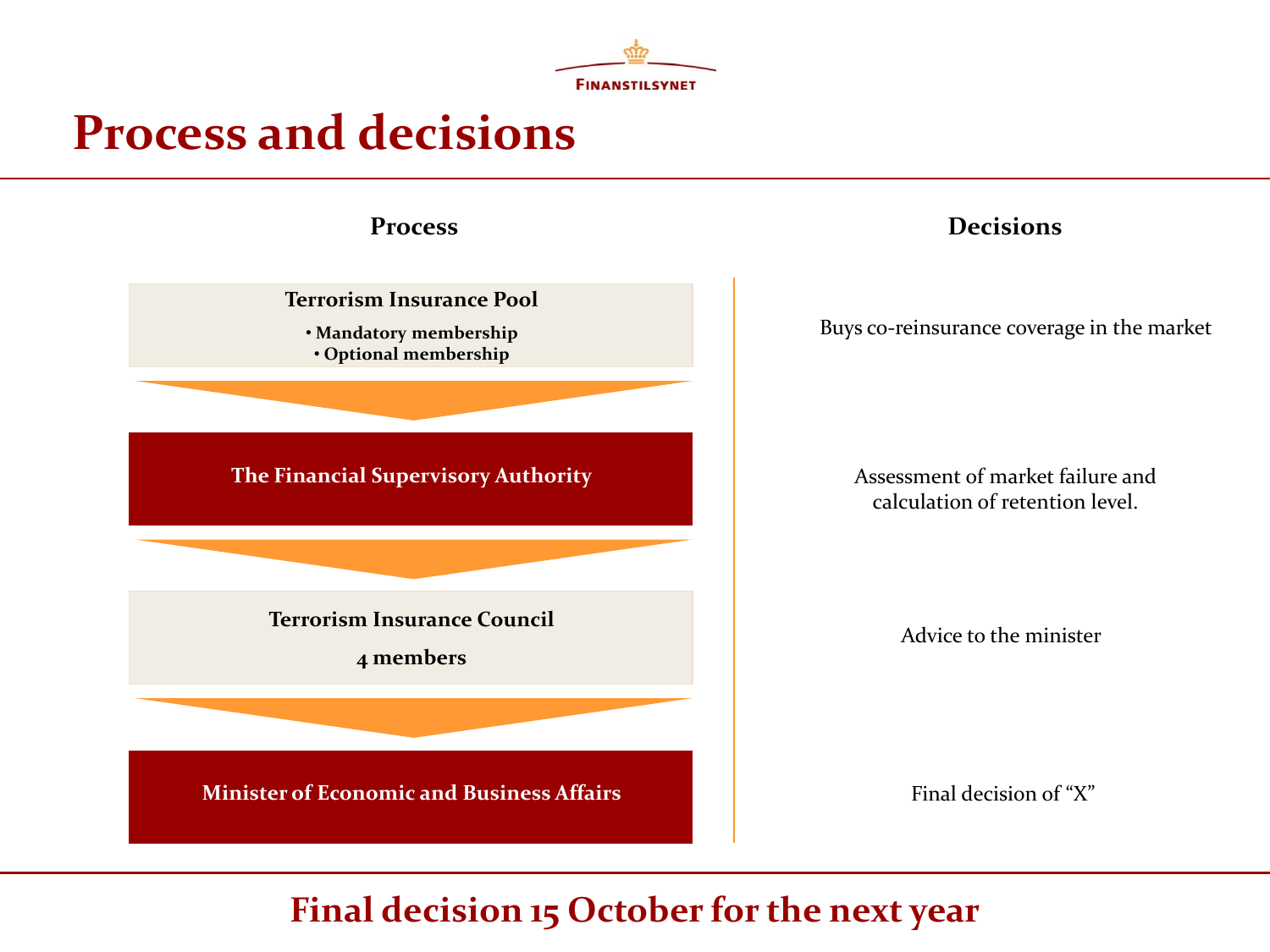FINANSTILSYNET

# Process and decisions

| Process | Decisions |
| --- | --- |
| **Terrorism Insurance Pool**<br>• **Mandatory membership**<br>• **Optional membership** | Buys co-reinsurance coverage in the market |
| **The Financial Supervisory Authority** | Assessment of market failure and calculation of retention level. |
| **Terrorism Insurance Council**<br>**4 members** | Advice to the minister |
| **Minister of Economic and Business Affairs** | Final decision of "X" |

## Final decision 15 October for the next year